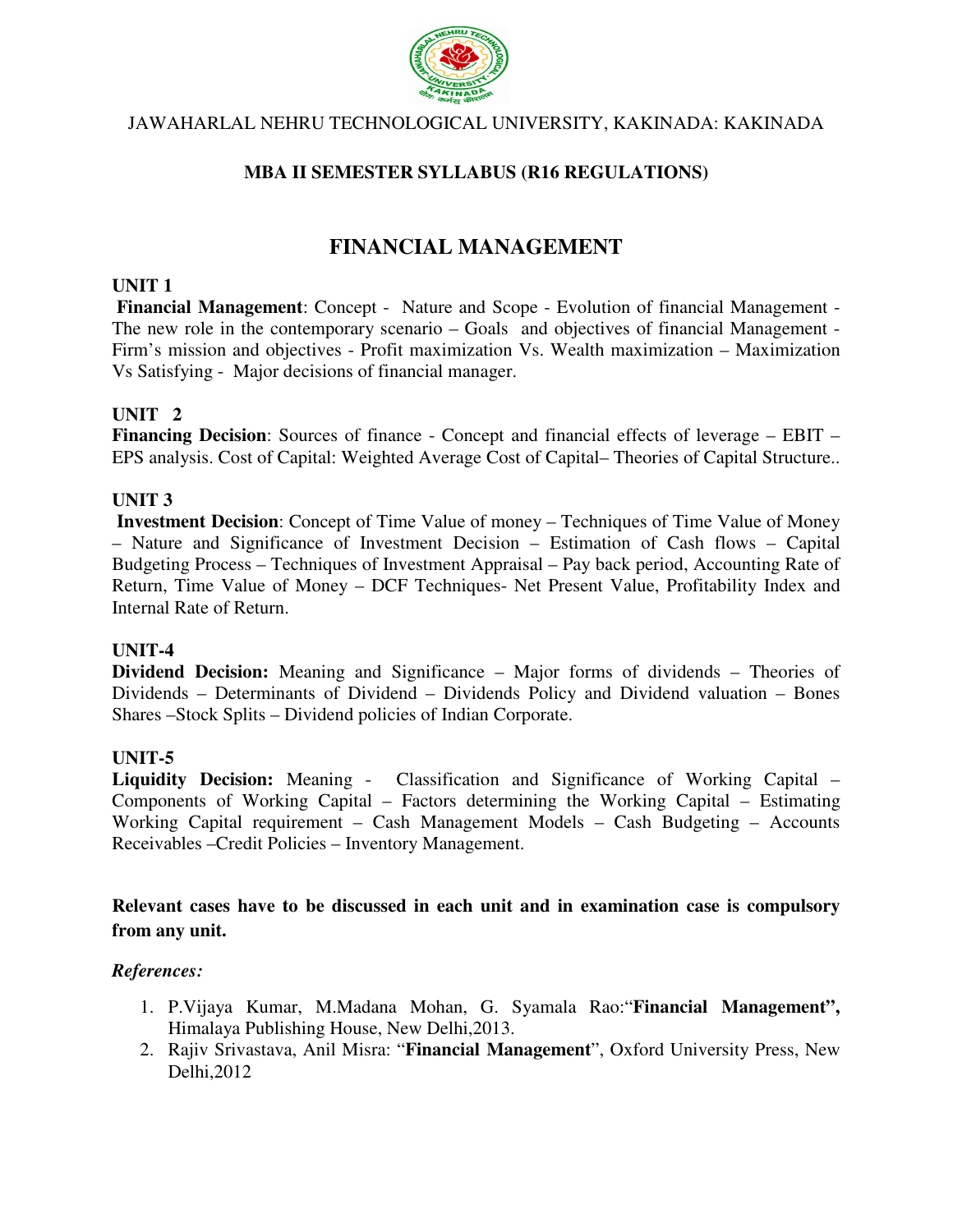JAWAHARLAL NEHRU TECHNOLOGICAL UNIVERSITY, KAKINADA: KAKINADA

**MBA II SEMESTER SYLLABUS (R16 REGULATIONS)**

# FINANCIAL MANAGEMENT

**UNIT 1**

**Financial Management**: Concept - Nature and Scope - Evolution of financial Management - The new role in the contemporary scenario – Goals and objectives of financial Management - Firm's mission and objectives - Profit maximization Vs. Wealth maximization – Maximization Vs Satisfying - Major decisions of financial manager.

**UNIT 2**

**Financing Decision**: Sources of finance - Concept and financial effects of leverage – EBIT – EPS analysis. Cost of Capital: Weighted Average Cost of Capital– Theories of Capital Structure..

**UNIT 3**

**Investment Decision**: Concept of Time Value of money – Techniques of Time Value of Money – Nature and Significance of Investment Decision – Estimation of Cash flows – Capital Budgeting Process – Techniques of Investment Appraisal – Pay back period, Accounting Rate of Return, Time Value of Money – DCF Techniques- Net Present Value, Profitability Index and Internal Rate of Return.

**UNIT-4**

**Dividend Decision:** Meaning and Significance – Major forms of dividends – Theories of Dividends – Determinants of Dividend – Dividends Policy and Dividend valuation – Bones Shares –Stock Splits – Dividend policies of Indian Corporate.

**UNIT-5**

**Liquidity Decision:** Meaning - Classification and Significance of Working Capital – Components of Working Capital – Factors determining the Working Capital – Estimating Working Capital requirement – Cash Management Models – Cash Budgeting – Accounts Receivables –Credit Policies – Inventory Management.

**Relevant cases have to be discussed in each unit and in examination case is compulsory from any unit.**

***References:***

1. P.Vijaya Kumar, M.Madana Mohan, G. Syamala Rao:"**Financial Management",** Himalaya Publishing House, New Delhi,2013.
2. Rajiv Srivastava, Anil Misra: "**Financial Management**", Oxford University Press, New Delhi,2012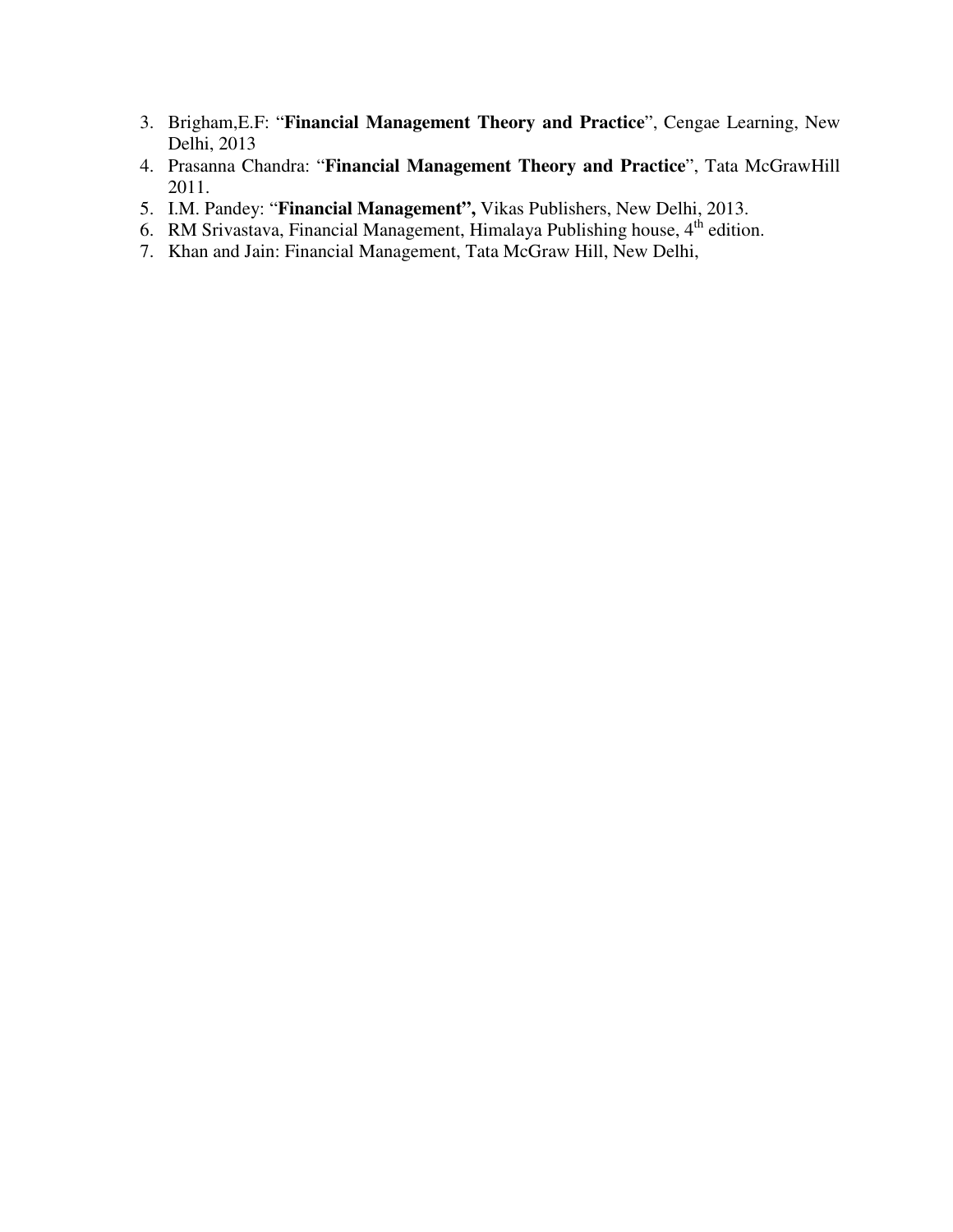3. Brigham,E.F: "**Financial Management Theory and Practice**", Cengae Learning, New Delhi, 2013
4. Prasanna Chandra: "**Financial Management Theory and Practice**", Tata McGrawHill 2011.
5. I.M. Pandey: "**Financial Management",** Vikas Publishers, New Delhi, 2013.
6. RM Srivastava, Financial Management, Himalaya Publishing house, 4th edition.
7. Khan and Jain: Financial Management, Tata McGraw Hill, New Delhi,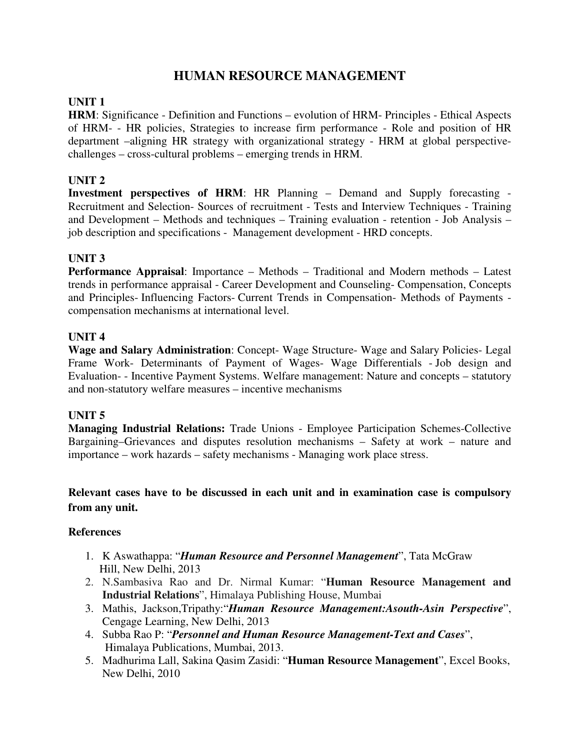# HUMAN RESOURCE MANAGEMENT

## UNIT 1

**HRM**: Significance - Definition and Functions – evolution of HRM- Principles - Ethical Aspects of HRM- - HR policies, Strategies to increase firm performance - Role and position of HR department –aligning HR strategy with organizational strategy - HRM at global perspective- challenges – cross-cultural problems – emerging trends in HRM.

## UNIT 2

**Investment perspectives of HRM**: HR Planning – Demand and Supply forecasting - Recruitment and Selection- Sources of recruitment - Tests and Interview Techniques - Training and Development – Methods and techniques – Training evaluation - retention - Job Analysis – job description and specifications - Management development - HRD concepts.

## UNIT 3

**Performance Appraisal**: Importance – Methods – Traditional and Modern methods – Latest trends in performance appraisal - Career Development and Counseling- Compensation, Concepts and Principles- Influencing Factors- Current Trends in Compensation- Methods of Payments - compensation mechanisms at international level.

## UNIT 4

**Wage and Salary Administration**: Concept- Wage Structure- Wage and Salary Policies- Legal Frame Work- Determinants of Payment of Wages- Wage Differentials - Job design and Evaluation- - Incentive Payment Systems. Welfare management: Nature and concepts – statutory and non-statutory welfare measures – incentive mechanisms

## UNIT 5

**Managing Industrial Relations:** Trade Unions - Employee Participation Schemes-Collective Bargaining–Grievances and disputes resolution mechanisms – Safety at work – nature and importance – work hazards – safety mechanisms - Managing work place stress.

**Relevant cases have to be discussed in each unit and in examination case is compulsory from any unit.**

### References

1. K Aswathappa: "***Human Resource and Personnel Management***", Tata McGraw Hill, New Delhi, 2013
2. N.Sambasiva Rao and Dr. Nirmal Kumar: "**Human Resource Management and Industrial Relations**", Himalaya Publishing House, Mumbai
3. Mathis, Jackson,Tripathy:"***Human Resource Management:Asouth-Asin Perspective***", Cengage Learning, New Delhi, 2013
4. Subba Rao P: "***Personnel and Human Resource Management-Text and Cases***", Himalaya Publications, Mumbai, 2013.
5. Madhurima Lall, Sakina Qasim Zasidi: "**Human Resource Management**", Excel Books, New Delhi, 2010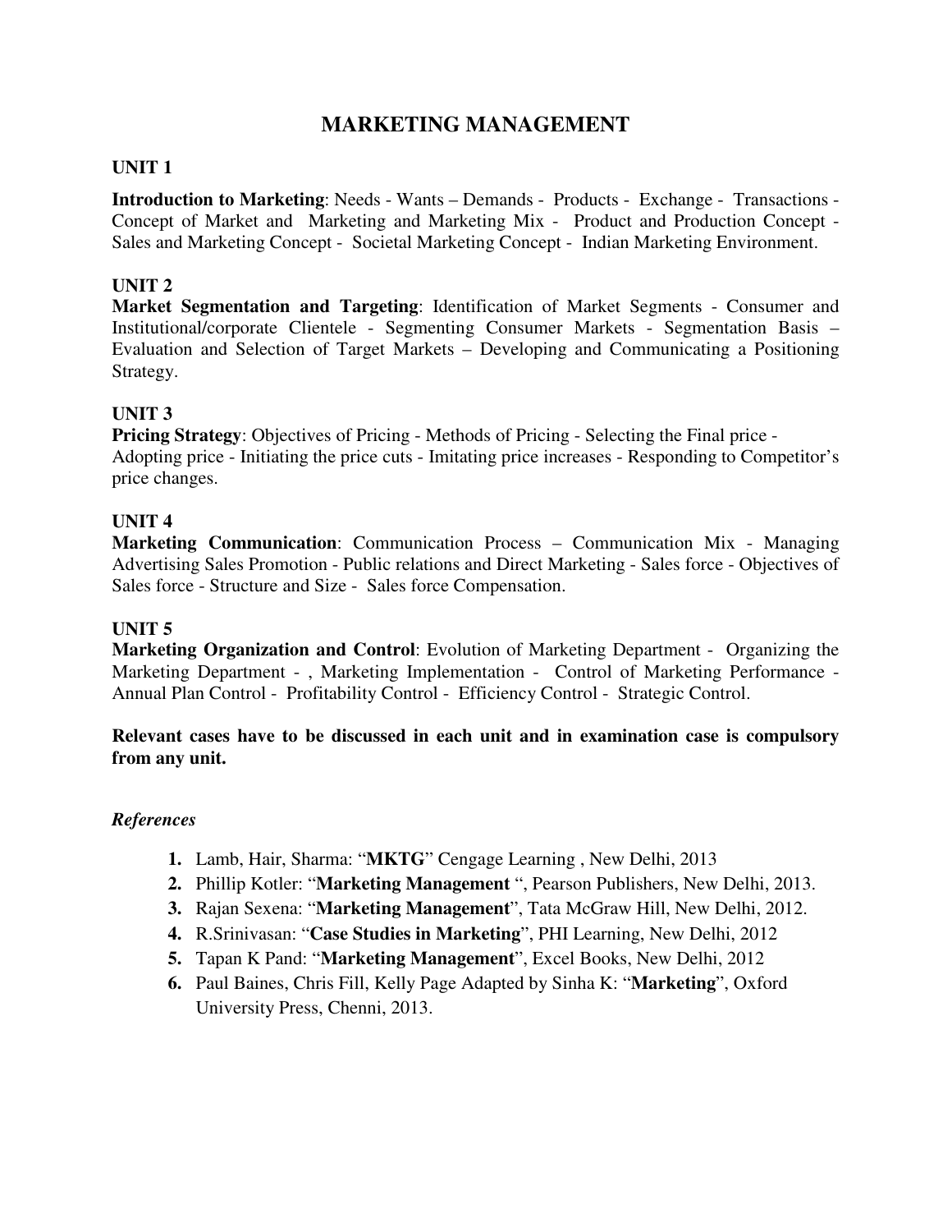# MARKETING MANAGEMENT

## UNIT 1

**Introduction to Marketing**: Needs - Wants – Demands - Products - Exchange - Transactions - Concept of Market and Marketing and Marketing Mix - Product and Production Concept - Sales and Marketing Concept - Societal Marketing Concept - Indian Marketing Environment.

## UNIT 2

**Market Segmentation and Targeting**: Identification of Market Segments - Consumer and Institutional/corporate Clientele - Segmenting Consumer Markets - Segmentation Basis – Evaluation and Selection of Target Markets – Developing and Communicating a Positioning Strategy.

## UNIT 3

**Pricing Strategy**: Objectives of Pricing - Methods of Pricing - Selecting the Final price - Adopting price - Initiating the price cuts - Imitating price increases - Responding to Competitor's price changes.

## UNIT 4

**Marketing Communication**: Communication Process – Communication Mix - Managing Advertising Sales Promotion - Public relations and Direct Marketing - Sales force - Objectives of Sales force - Structure and Size - Sales force Compensation.

## UNIT 5

**Marketing Organization and Control**: Evolution of Marketing Department - Organizing the Marketing Department - , Marketing Implementation - Control of Marketing Performance - Annual Plan Control - Profitability Control - Efficiency Control - Strategic Control.

**Relevant cases have to be discussed in each unit and in examination case is compulsory from any unit.**

### *References*

1. Lamb, Hair, Sharma: "**MKTG**" Cengage Learning , New Delhi, 2013
2. Phillip Kotler: "**Marketing Management** ", Pearson Publishers, New Delhi, 2013.
3. Rajan Sexena: "**Marketing Management**", Tata McGraw Hill, New Delhi, 2012.
4. R.Srinivasan: "**Case Studies in Marketing**", PHI Learning, New Delhi, 2012
5. Tapan K Pand: "**Marketing Management**", Excel Books, New Delhi, 2012
6. Paul Baines, Chris Fill, Kelly Page Adapted by Sinha K: "**Marketing**", Oxford University Press, Chenni, 2013.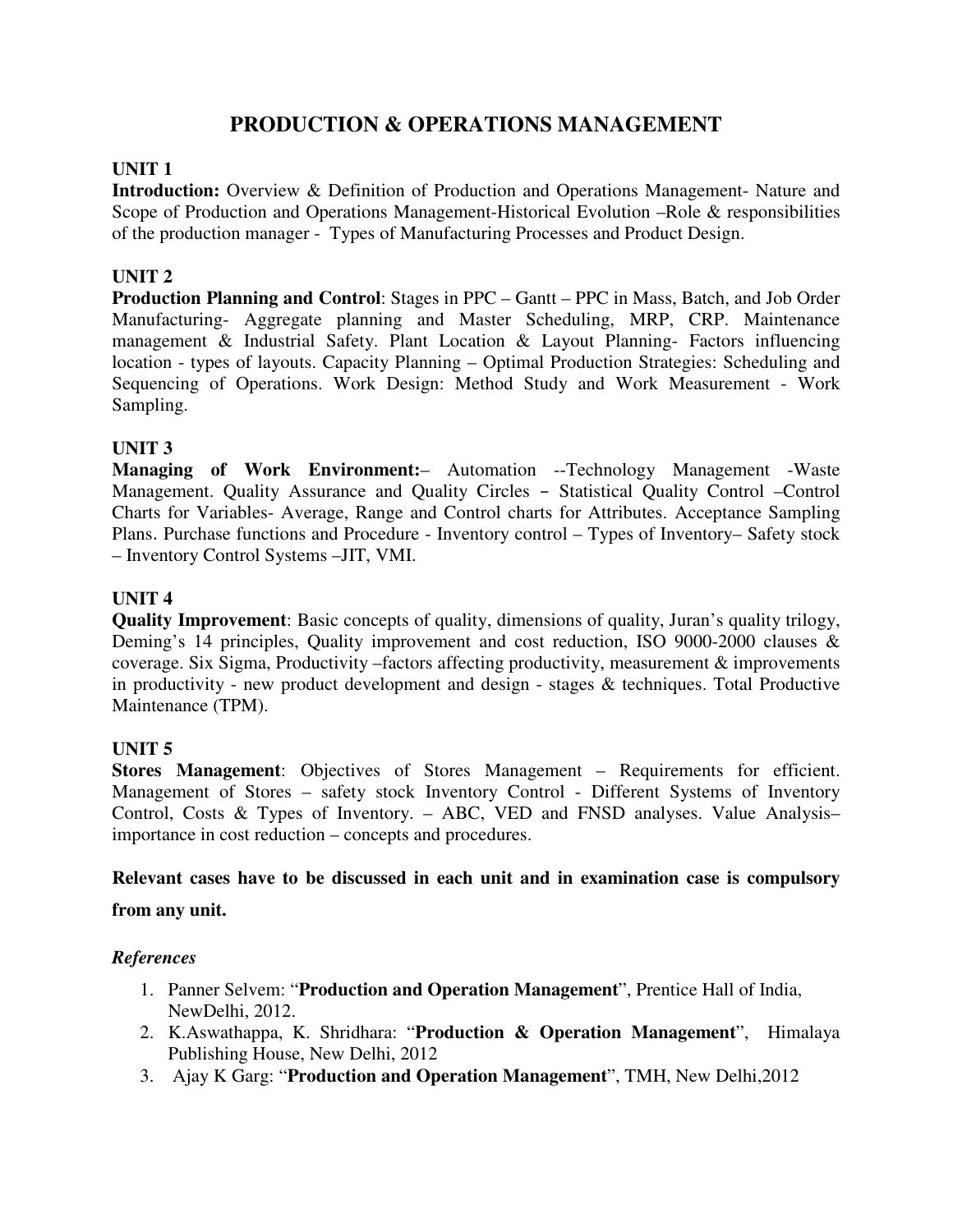# PRODUCTION & OPERATIONS MANAGEMENT

## UNIT 1

**Introduction:** Overview & Definition of Production and Operations Management- Nature and Scope of Production and Operations Management-Historical Evolution –Role & responsibilities of the production manager - Types of Manufacturing Processes and Product Design.

## UNIT 2

**Production Planning and Control**: Stages in PPC – Gantt – PPC in Mass, Batch, and Job Order Manufacturing- Aggregate planning and Master Scheduling, MRP, CRP. Maintenance management & Industrial Safety. Plant Location & Layout Planning- Factors influencing location - types of layouts. Capacity Planning – Optimal Production Strategies: Scheduling and Sequencing of Operations. Work Design: Method Study and Work Measurement - Work Sampling.

## UNIT 3

**Managing of Work Environment:**– Automation --Technology Management -Waste Management. Quality Assurance and Quality Circles – Statistical Quality Control –Control Charts for Variables- Average, Range and Control charts for Attributes. Acceptance Sampling Plans. Purchase functions and Procedure - Inventory control – Types of Inventory– Safety stock – Inventory Control Systems –JIT, VMI.

## UNIT 4

**Quality Improvement**: Basic concepts of quality, dimensions of quality, Juran's quality trilogy, Deming's 14 principles, Quality improvement and cost reduction, ISO 9000-2000 clauses & coverage. Six Sigma, Productivity –factors affecting productivity, measurement & improvements in productivity - new product development and design - stages & techniques. Total Productive Maintenance (TPM).

## UNIT 5

**Stores Management**: Objectives of Stores Management – Requirements for efficient. Management of Stores – safety stock Inventory Control - Different Systems of Inventory Control, Costs & Types of Inventory. – ABC, VED and FNSD analyses. Value Analysis– importance in cost reduction – concepts and procedures.

**Relevant cases have to be discussed in each unit and in examination case is compulsory from any unit.**

*References*

1. Panner Selvem: "**Production and Operation Management**", Prentice Hall of India, NewDelhi, 2012.
2. K.Aswathappa, K. Shridhara: "**Production & Operation Management**", Himalaya Publishing House, New Delhi, 2012
3. Ajay K Garg: "**Production and Operation Management**", TMH, New Delhi,2012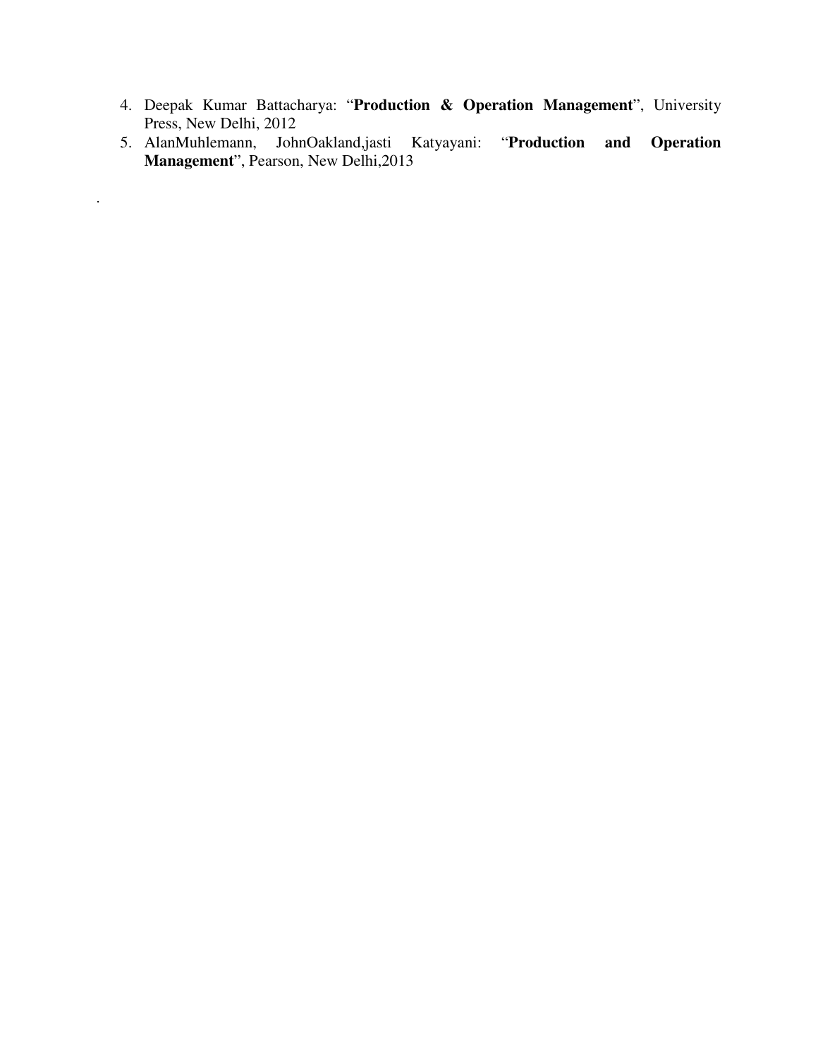4. Deepak Kumar Battacharya: "**Production & Operation Management**", University Press, New Delhi, 2012
5. AlanMuhlemann, JohnOakland,jasti Katyayani: "**Production and Operation Management**", Pearson, New Delhi,2013

.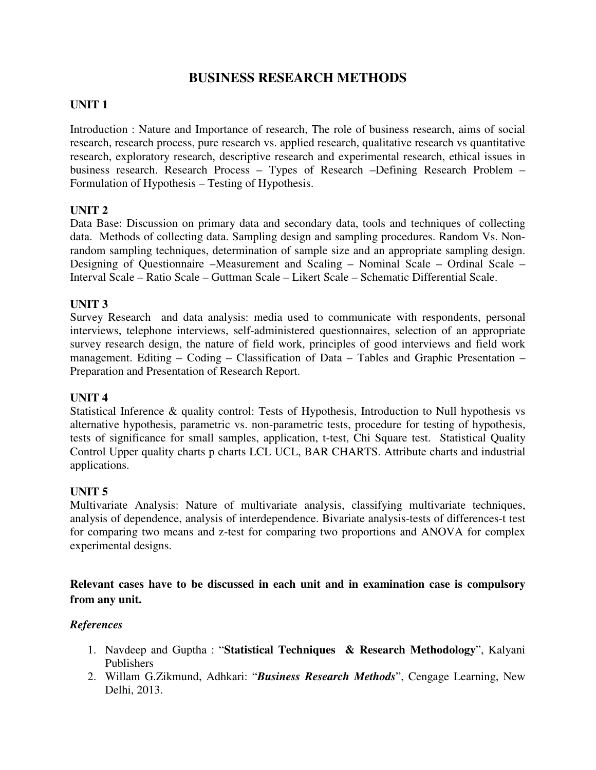# BUSINESS RESEARCH METHODS

## UNIT 1

Introduction : Nature and Importance of research, The role of business research, aims of social research, research process, pure research vs. applied research, qualitative research vs quantitative research, exploratory research, descriptive research and experimental research, ethical issues in business research. Research Process – Types of Research –Defining Research Problem – Formulation of Hypothesis – Testing of Hypothesis.

## UNIT 2

Data Base: Discussion on primary data and secondary data, tools and techniques of collecting data. Methods of collecting data. Sampling design and sampling procedures. Random Vs. Non-random sampling techniques, determination of sample size and an appropriate sampling design. Designing of Questionnaire –Measurement and Scaling – Nominal Scale – Ordinal Scale – Interval Scale – Ratio Scale – Guttman Scale – Likert Scale – Schematic Differential Scale.

## UNIT 3

Survey Research and data analysis: media used to communicate with respondents, personal interviews, telephone interviews, self-administered questionnaires, selection of an appropriate survey research design, the nature of field work, principles of good interviews and field work management. Editing – Coding – Classification of Data – Tables and Graphic Presentation – Preparation and Presentation of Research Report.

## UNIT 4

Statistical Inference & quality control: Tests of Hypothesis, Introduction to Null hypothesis vs alternative hypothesis, parametric vs. non-parametric tests, procedure for testing of hypothesis, tests of significance for small samples, application, t-test, Chi Square test. Statistical Quality Control Upper quality charts p charts LCL UCL, BAR CHARTS. Attribute charts and industrial applications.

## UNIT 5

Multivariate Analysis: Nature of multivariate analysis, classifying multivariate techniques, analysis of dependence, analysis of interdependence. Bivariate analysis-tests of differences-t test for comparing two means and z-test for comparing two proportions and ANOVA for complex experimental designs.

**Relevant cases have to be discussed in each unit and in examination case is compulsory from any unit.**

***References***

1. Navdeep and Guptha : "**Statistical Techniques & Research Methodology**", Kalyani Publishers
2. Willam G.Zikmund, Adhkari: "***Business Research Methods***", Cengage Learning, New Delhi, 2013.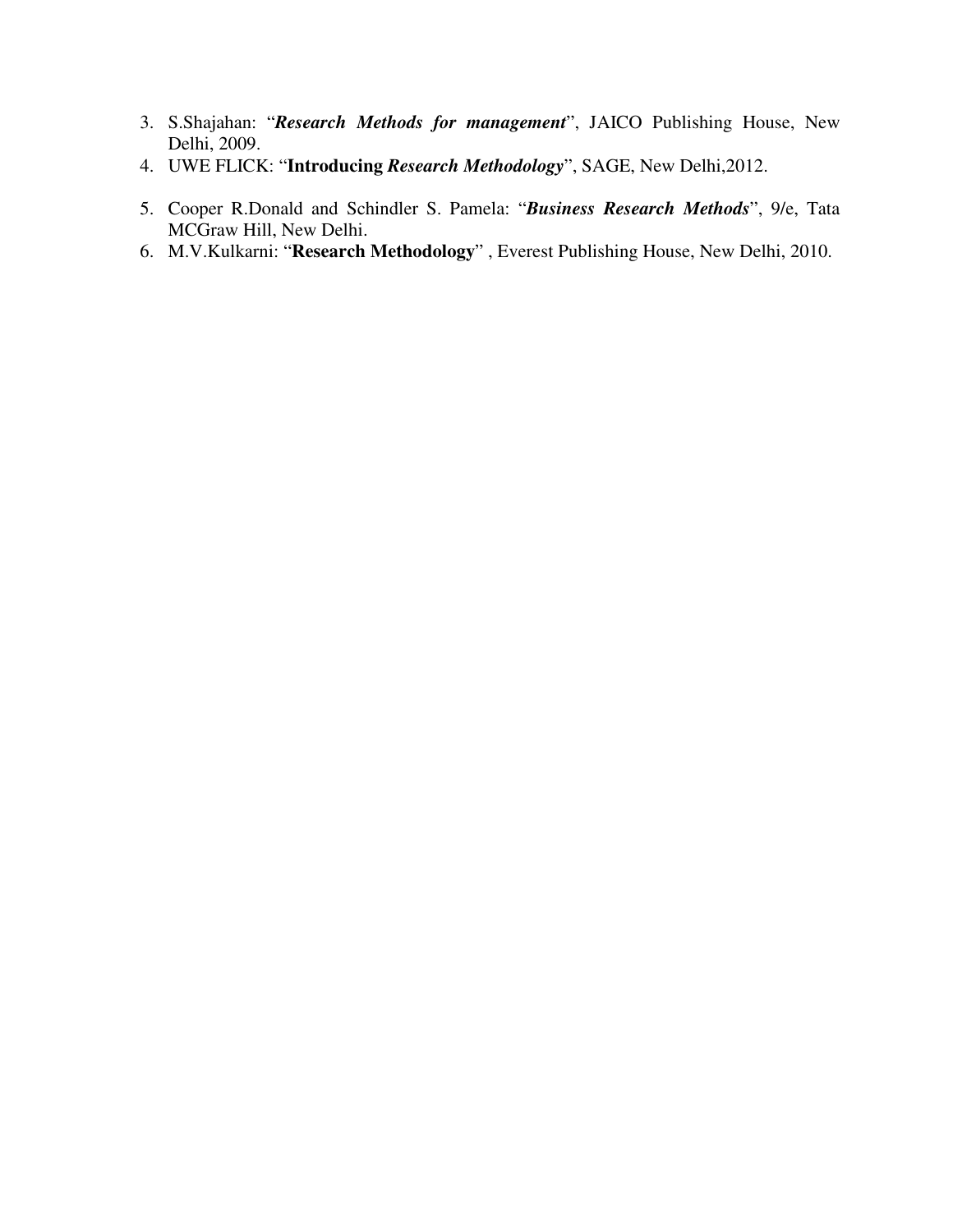3. S.Shajahan: "***Research Methods for management***", JAICO Publishing House, New Delhi, 2009.
4. UWE FLICK: "**Introducing *Research Methodology***", SAGE, New Delhi,2012.

5. Cooper R.Donald and Schindler S. Pamela: "***Business Research Methods***", 9/e, Tata MCGraw Hill, New Delhi.
6. M.V.Kulkarni: "**Research Methodology**" , Everest Publishing House, New Delhi, 2010.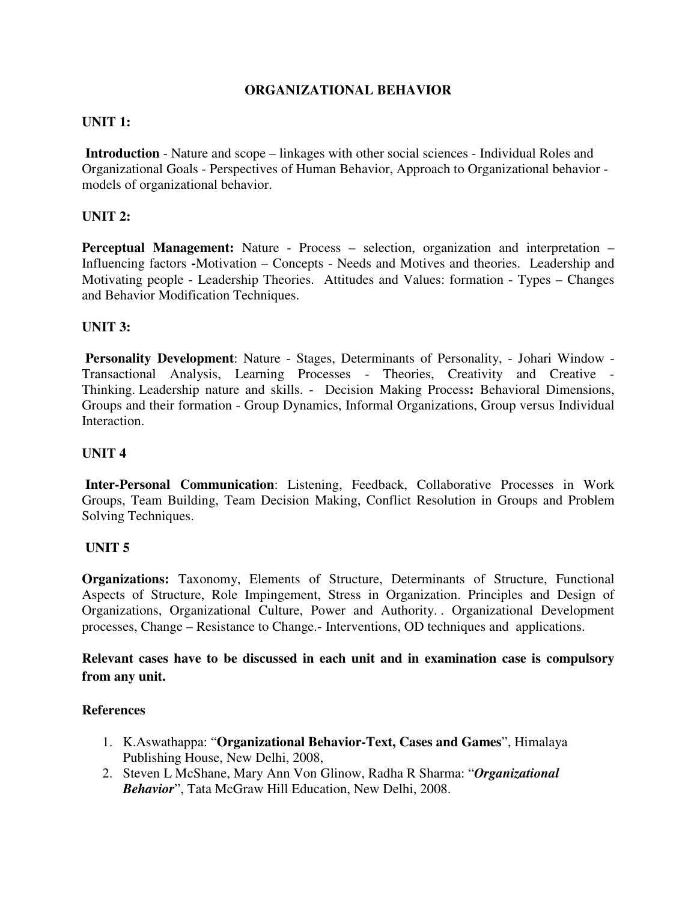# ORGANIZATIONAL BEHAVIOR

## UNIT 1:

**Introduction** - Nature and scope – linkages with other social sciences - Individual Roles and Organizational Goals - Perspectives of Human Behavior, Approach to Organizational behavior - models of organizational behavior.

## UNIT 2:

**Perceptual Management:** Nature - Process – selection, organization and interpretation – Influencing factors **-**Motivation – Concepts - Needs and Motives and theories. Leadership and Motivating people - Leadership Theories. Attitudes and Values: formation - Types – Changes and Behavior Modification Techniques.

## UNIT 3:

**Personality Development**: Nature - Stages, Determinants of Personality, - Johari Window - Transactional Analysis, Learning Processes - Theories, Creativity and Creative - Thinking. Leadership nature and skills. - Decision Making Process**:** Behavioral Dimensions, Groups and their formation - Group Dynamics, Informal Organizations, Group versus Individual Interaction.

## UNIT 4

**Inter-Personal Communication**: Listening, Feedback, Collaborative Processes in Work Groups, Team Building, Team Decision Making, Conflict Resolution in Groups and Problem Solving Techniques.

## UNIT 5

**Organizations:** Taxonomy, Elements of Structure, Determinants of Structure, Functional Aspects of Structure, Role Impingement, Stress in Organization. Principles and Design of Organizations, Organizational Culture, Power and Authority. . Organizational Development processes, Change – Resistance to Change.- Interventions, OD techniques and applications.

**Relevant cases have to be discussed in each unit and in examination case is compulsory from any unit.**

### References

1. K.Aswathappa: "**Organizational Behavior-Text, Cases and Games**", Himalaya Publishing House, New Delhi, 2008,
2. Steven L McShane, Mary Ann Von Glinow, Radha R Sharma: "***Organizational Behavior***", Tata McGraw Hill Education, New Delhi, 2008.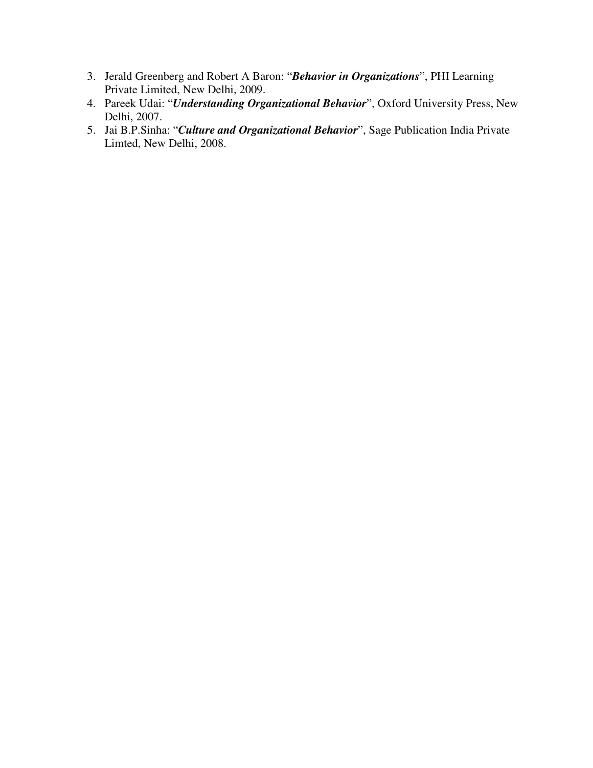3. Jerald Greenberg and Robert A Baron: "***Behavior in Organizations***", PHI Learning Private Limited, New Delhi, 2009.
4. Pareek Udai: "***Understanding Organizational Behavior***", Oxford University Press, New Delhi, 2007.
5. Jai B.P.Sinha: "***Culture and Organizational Behavior***", Sage Publication India Private Limted, New Delhi, 2008.